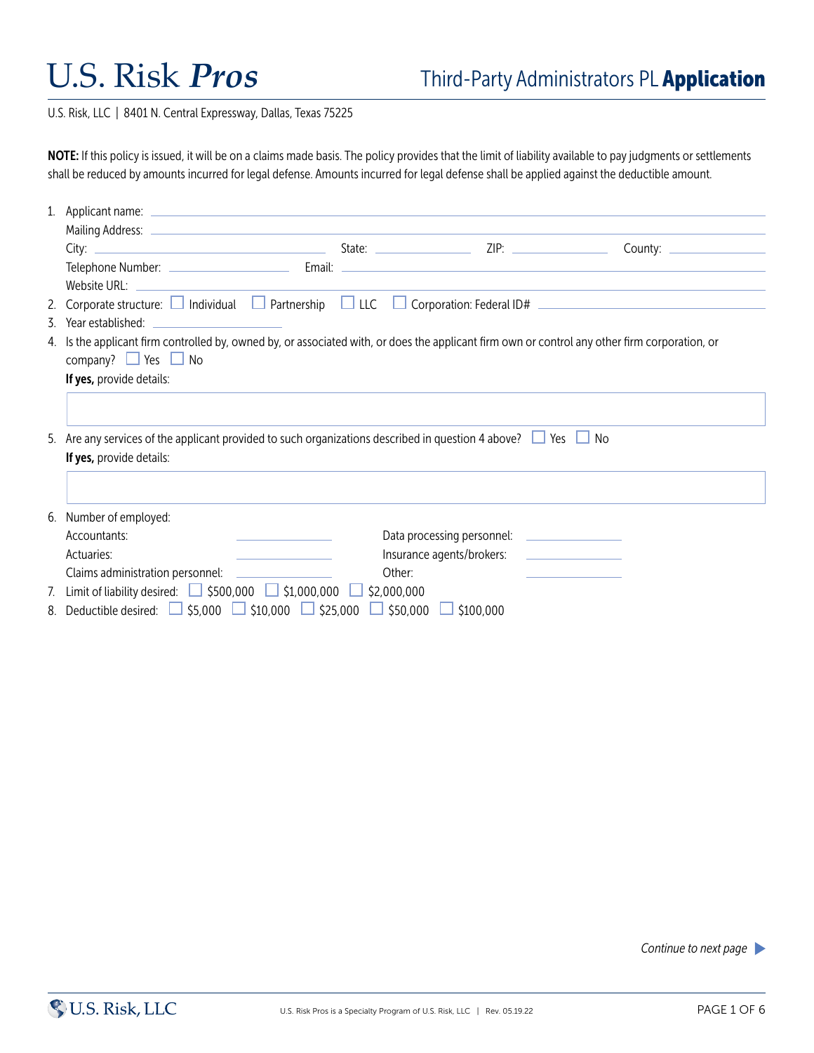# U.S. Risk *Pros*

## Third-Party Administrators PL **Application**

U.S. Risk, LLC | 8401 N. Central Expressway, Dallas, Texas 75225

**NOTE:** If this policy is issued, it will be on a claims made basis. The policy provides that the limit of liability available to pay judgments or settlements shall be reduced by amounts incurred for legal defense. Amounts incurred for legal defense shall be applied against the deductible amount.

1. Applicant name: \_\_\_\_\_\_\_\_\_\_\_\_\_\_\_\_\_\_\_\_
   Mailing Address: \_\_\_\_\_\_\_\_\_\_\_\_\_\_\_\_\_\_\_\_
   City: \_\_\_\_\_\_\_\_\_\_ State: \_\_\_\_\_\_\_\_ ZIP: \_\_\_\_\_\_\_\_ County: \_\_\_\_\_\_\_\_
   Telephone Number: \_\_\_\_\_\_\_\_\_\_ Email: \_\_\_\_\_\_\_\_\_\_
   Website URL: \_\_\_\_\_\_\_\_\_\_\_\_\_\_\_\_\_\_\_\_
2. Corporate structure: ☐ Individual ☐ Partnership ☐ LLC ☐ Corporation: Federal ID# \_\_\_\_\_\_\_\_\_\_
3. Year established: \_\_\_\_\_\_\_\_\_\_
4. Is the applicant firm controlled by, owned by, or associated with, or does the applicant firm own or control any other firm corporation, or company? ☐ Yes ☐ No
   **If yes,** provide details:
   \_\_\_\_\_\_\_\_\_\_\_\_\_\_\_\_\_\_\_\_
5. Are any services of the applicant provided to such organizations described in question 4 above? ☐ Yes ☐ No
   **If yes,** provide details:
   \_\_\_\_\_\_\_\_\_\_\_\_\_\_\_\_\_\_\_\_
6. Number of employed:
   Accountants: \_\_\_\_\_\_\_\_\_\_ Data processing personnel: \_\_\_\_\_\_\_\_\_\_
   Actuaries: \_\_\_\_\_\_\_\_\_\_ Insurance agents/brokers: \_\_\_\_\_\_\_\_\_\_
   Claims administration personnel: \_\_\_\_\_\_\_\_\_\_ Other: \_\_\_\_\_\_\_\_\_\_
7. Limit of liability desired: ☐ $500,000 ☐ $1,000,000 ☐ $2,000,000
8. Deductible desired: ☐ $5,000 ☐ $10,000 ☐ $25,000 ☐ $50,000 ☐ $100,000

*Continue to next page* ▶

U.S. Risk Pros is a Specialty Program of U.S. Risk, LLC | Rev. 05.19.22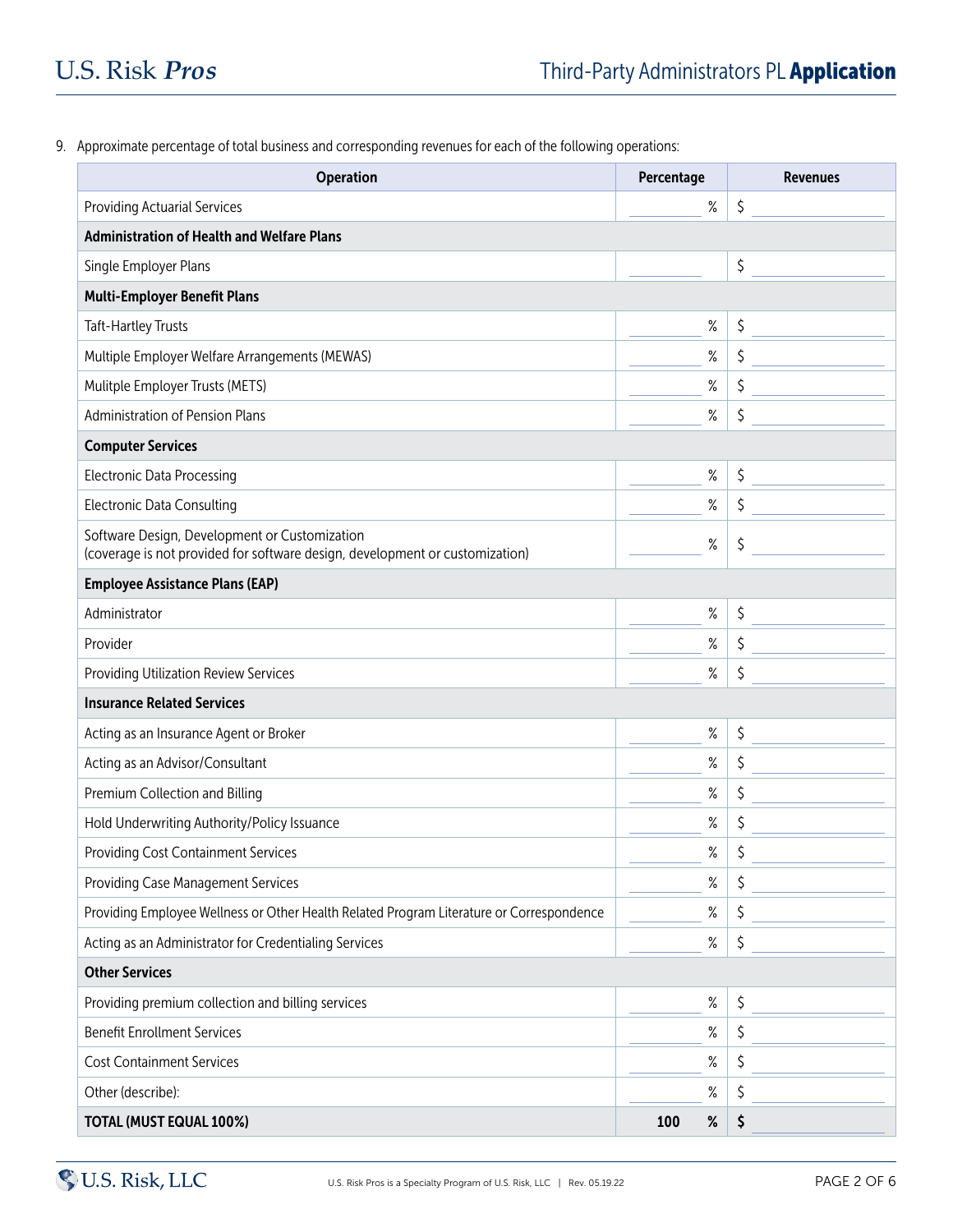9. Approximate percentage of total business and corresponding revenues for each of the following operations:

| Operation | Percentage | Revenues |
|---|---|---|
| Providing Actuarial Services | % | $ |
| **Administration of Health and Welfare Plans** | | |
| Single Employer Plans | | $ |
| **Multi-Employer Benefit Plans** | | |
| Taft-Hartley Trusts | % | $ |
| Multiple Employer Welfare Arrangements (MEWAS) | % | $ |
| Mulitple Employer Trusts (METS) | % | $ |
| Administration of Pension Plans | % | $ |
| **Computer Services** | | |
| Electronic Data Processing | % | $ |
| Electronic Data Consulting | % | $ |
| Software Design, Development or Customization (coverage is not provided for software design, development or customization) | % | $ |
| **Employee Assistance Plans (EAP)** | | |
| Administrator | % | $ |
| Provider | % | $ |
| Providing Utilization Review Services | % | $ |
| **Insurance Related Services** | | |
| Acting as an Insurance Agent or Broker | % | $ |
| Acting as an Advisor/Consultant | % | $ |
| Premium Collection and Billing | % | $ |
| Hold Underwriting Authority/Policy Issuance | % | $ |
| Providing Cost Containment Services | % | $ |
| Providing Case Management Services | % | $ |
| Providing Employee Wellness or Other Health Related Program Literature or Correspondence | % | $ |
| Acting as an Administrator for Credentialing Services | % | $ |
| **Other Services** | | |
| Providing premium collection and billing services | % | $ |
| Benefit Enrollment Services | % | $ |
| Cost Containment Services | % | $ |
| Other (describe): | % | $ |
| **TOTAL (MUST EQUAL 100%)** | **100 %** | **$** |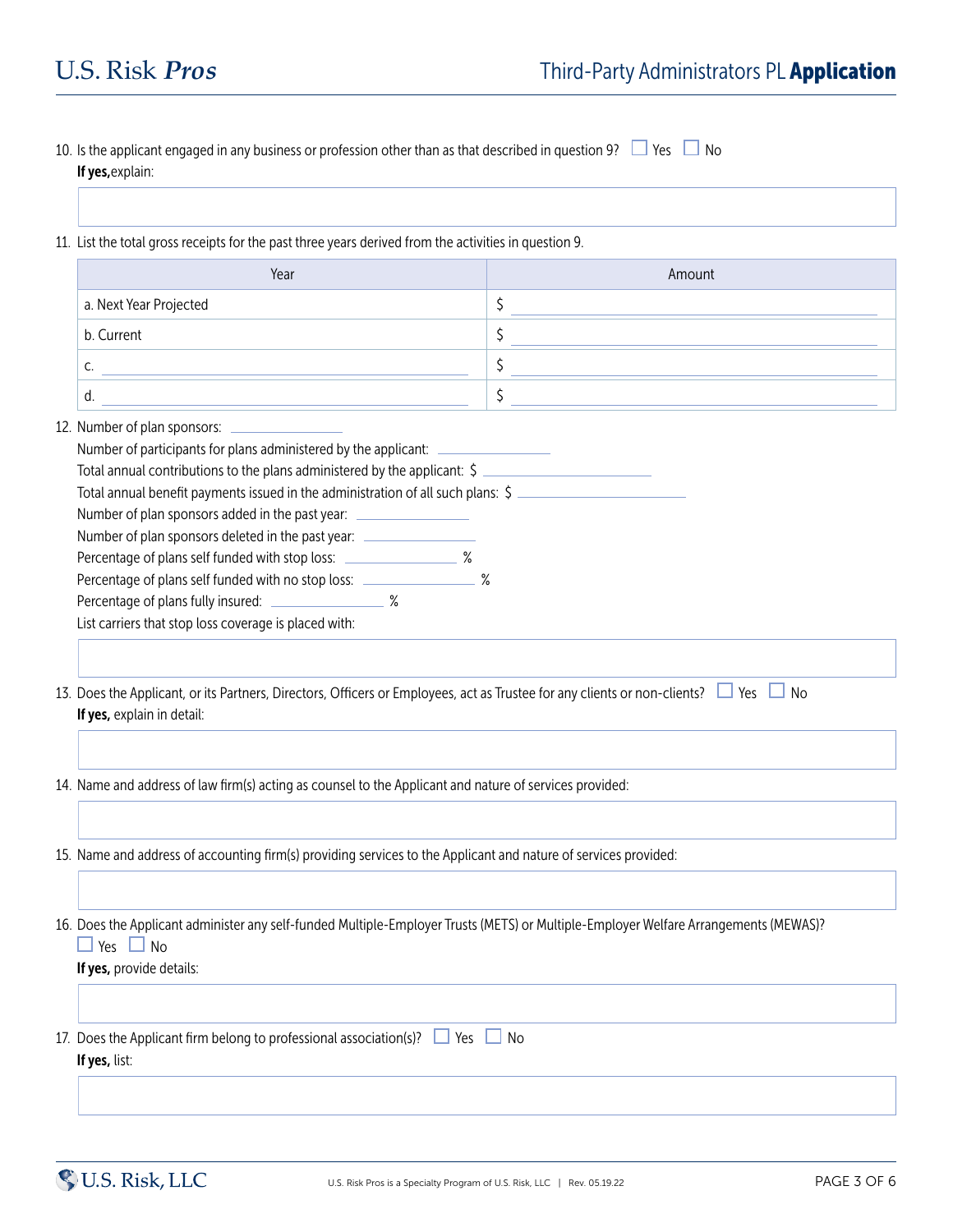10. Is the applicant engaged in any business or profession other than as that described in question 9? ☐ Yes ☐ No
    **If yes,** explain:

11. List the total gross receipts for the past three years derived from the activities in question 9.

| Year | Amount |
|---|---|
| a. Next Year Projected | $ |
| b. Current | $ |
| c. | $ |
| d. | $ |

12. Number of plan sponsors: ____________
    Number of participants for plans administered by the applicant: ____________
    Total annual contributions to the plans administered by the applicant: $ ____________
    Total annual benefit payments issued in the administration of all such plans: $ ____________
    Number of plan sponsors added in the past year: ____________
    Number of plan sponsors deleted in the past year: ____________
    Percentage of plans self funded with stop loss: ____________ %
    Percentage of plans self funded with no stop loss: ____________ %
    Percentage of plans fully insured: ____________ %
    List carriers that stop loss coverage is placed with:

13. Does the Applicant, or its Partners, Directors, Officers or Employees, act as Trustee for any clients or non-clients? ☐ Yes ☐ No
    **If yes,** explain in detail:

14. Name and address of law firm(s) acting as counsel to the Applicant and nature of services provided:

15. Name and address of accounting firm(s) providing services to the Applicant and nature of services provided:

16. Does the Applicant administer any self-funded Multiple-Employer Trusts (METS) or Multiple-Employer Welfare Arrangements (MEWAS)?
    ☐ Yes ☐ No
    **If yes,** provide details:

17. Does the Applicant firm belong to professional association(s)? ☐ Yes ☐ No
    **If yes,** list: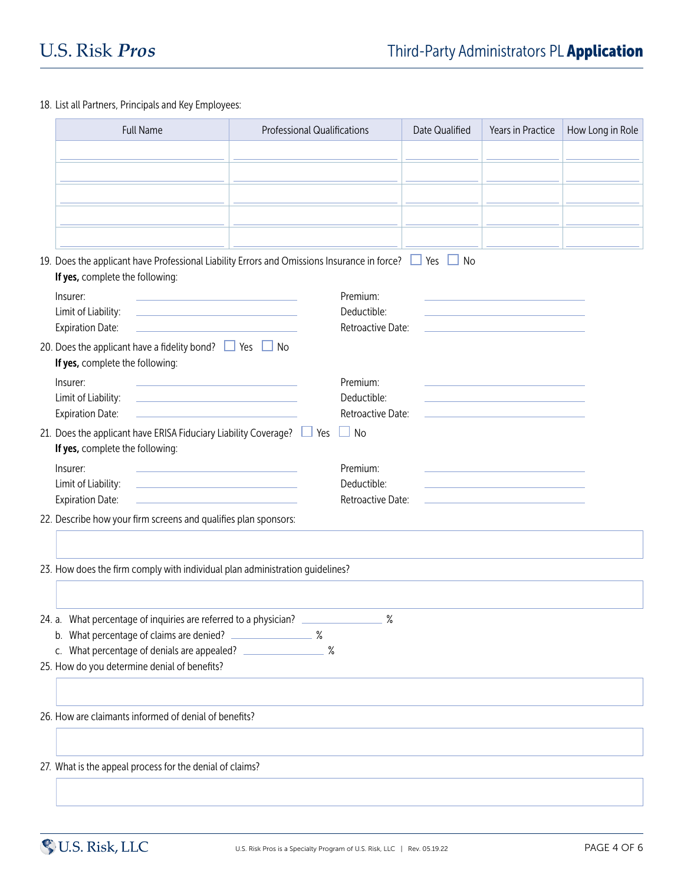18. List all Partners, Principals and Key Employees:

| Full Name | Professional Qualifications | Date Qualified | Years in Practice | How Long in Role |
|---|---|---|---|---|
| | | | | |
| | | | | |
| | | | | |
| | | | | |
| | | | | |

19. Does the applicant have Professional Liability Errors and Omissions Insurance in force? ☐ Yes ☐ No

    **If yes,** complete the following:

    Insurer: ____________________ Premium: ____________________

    Limit of Liability: ____________________ Deductible: ____________________

    Expiration Date: ____________________ Retroactive Date: ____________________

20. Does the applicant have a fidelity bond? ☐ Yes ☐ No

    **If yes,** complete the following:

    Insurer: ____________________ Premium: ____________________

    Limit of Liability: ____________________ Deductible: ____________________

    Expiration Date: ____________________ Retroactive Date: ____________________

21. Does the applicant have ERISA Fiduciary Liability Coverage? ☐ Yes ☐ No

    **If yes,** complete the following:

    Insurer: ____________________ Premium: ____________________

    Limit of Liability: ____________________ Deductible: ____________________

    Expiration Date: ____________________ Retroactive Date: ____________________

22. Describe how your firm screens and qualifies plan sponsors:

23. How does the firm comply with individual plan administration guidelines?

24. a. What percentage of inquiries are referred to a physician? ____________ %

    b. What percentage of claims are denied? ____________ %

    c. What percentage of denials are appealed? ____________ %

25. How do you determine denial of benefits?

26. How are claimants informed of denial of benefits?

27. What is the appeal process for the denial of claims?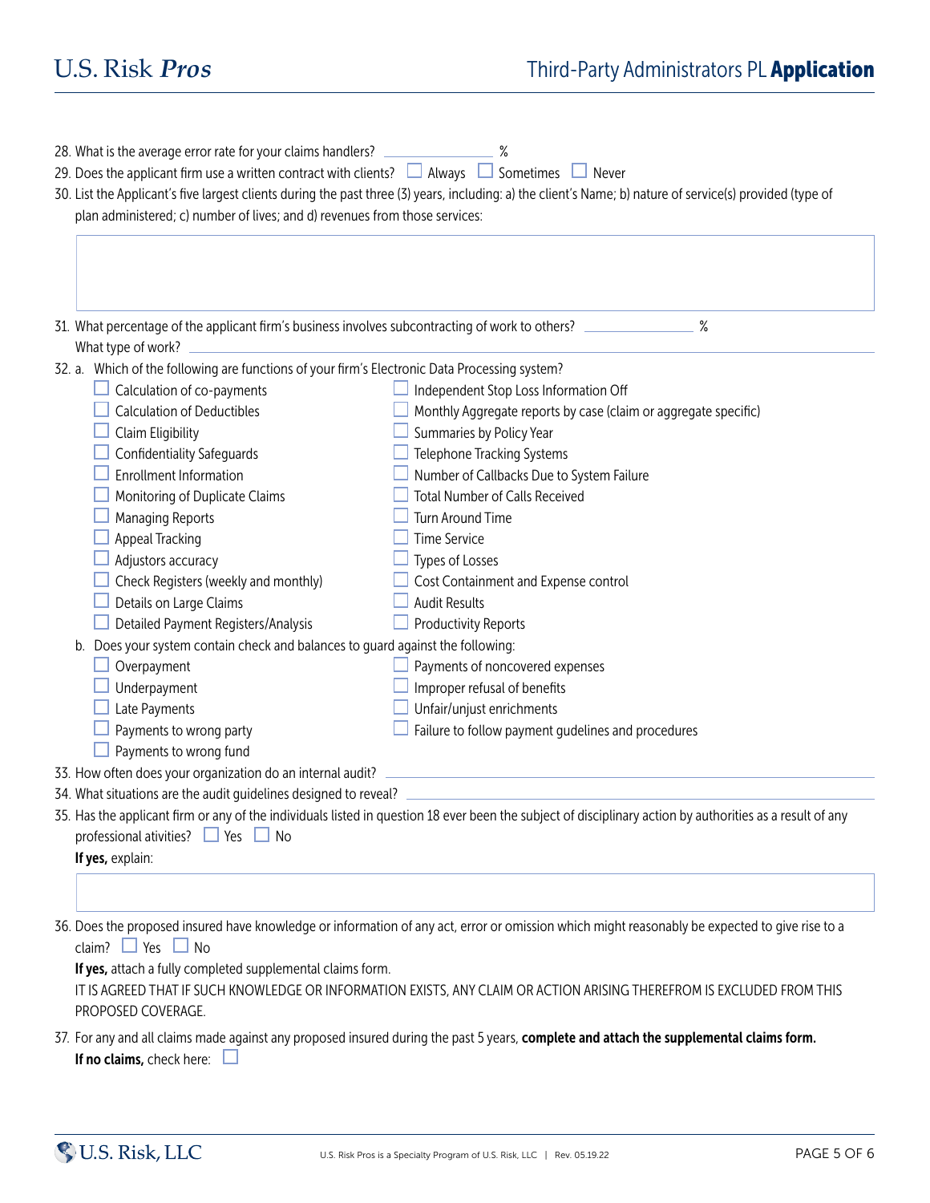28. What is the average error rate for your claims handlers? _______________ %
29. Does the applicant firm use a written contract with clients? ☐ Always ☐ Sometimes ☐ Never
30. List the Applicant's five largest clients during the past three (3) years, including: a) the client's Name; b) nature of service(s) provided (type of plan administered; c) number of lives; and d) revenues from those services:

31. What percentage of the applicant firm's business involves subcontracting of work to others? _______________ %
    What type of work? _______________
32. a. Which of the following are functions of your firm's Electronic Data Processing system?
    - ☐ Calculation of co-payments
    - ☐ Calculation of Deductibles
    - ☐ Claim Eligibility
    - ☐ Confidentiality Safeguards
    - ☐ Enrollment Information
    - ☐ Monitoring of Duplicate Claims
    - ☐ Managing Reports
    - ☐ Appeal Tracking
    - ☐ Adjustors accuracy
    - ☐ Check Registers (weekly and monthly)
    - ☐ Details on Large Claims
    - ☐ Detailed Payment Registers/Analysis
    - ☐ Independent Stop Loss Information Off
    - ☐ Monthly Aggregate reports by case (claim or aggregate specific)
    - ☐ Summaries by Policy Year
    - ☐ Telephone Tracking Systems
    - ☐ Number of Callbacks Due to System Failure
    - ☐ Total Number of Calls Received
    - ☐ Turn Around Time
    - ☐ Time Service
    - ☐ Types of Losses
    - ☐ Cost Containment and Expense control
    - ☐ Audit Results
    - ☐ Productivity Reports

    b. Does your system contain check and balances to guard against the following:
    - ☐ Overpayment
    - ☐ Underpayment
    - ☐ Late Payments
    - ☐ Payments to wrong party
    - ☐ Payments to wrong fund
    - ☐ Payments of noncovered expenses
    - ☐ Improper refusal of benefits
    - ☐ Unfair/unjust enrichments
    - ☐ Failure to follow payment gudelines and procedures
33. How often does your organization do an internal audit? _______________
34. What situations are the audit guidelines designed to reveal? _______________
35. Has the applicant firm or any of the individuals listed in question 18 ever been the subject of disciplinary action by authorities as a result of any professional ativities? ☐ Yes ☐ No

    **If yes,** explain:

36. Does the proposed insured have knowledge or information of any act, error or omission which might reasonably be expected to give rise to a claim? ☐ Yes ☐ No

    **If yes,** attach a fully completed supplemental claims form.

    IT IS AGREED THAT IF SUCH KNOWLEDGE OR INFORMATION EXISTS, ANY CLAIM OR ACTION ARISING THEREFROM IS EXCLUDED FROM THIS PROPOSED COVERAGE.
37. For any and all claims made against any proposed insured during the past 5 years, **complete and attach the supplemental claims form.**

    **If no claims,** check here: ☐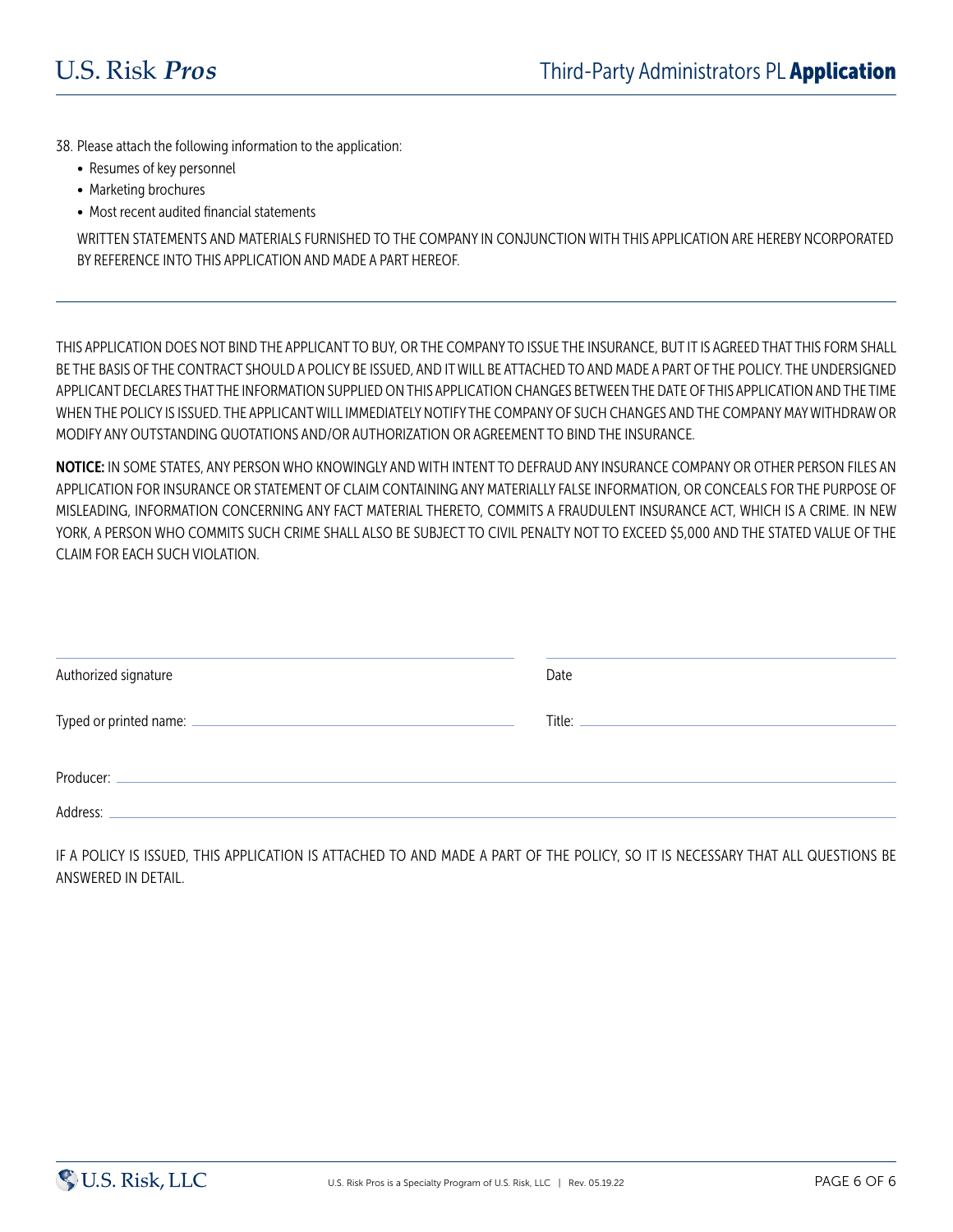38. Please attach the following information to the application:
    - Resumes of key personnel
    - Marketing brochures
    - Most recent audited financial statements

    WRITTEN STATEMENTS AND MATERIALS FURNISHED TO THE COMPANY IN CONJUNCTION WITH THIS APPLICATION ARE HEREBY NCORPORATED BY REFERENCE INTO THIS APPLICATION AND MADE A PART HEREOF.

---

THIS APPLICATION DOES NOT BIND THE APPLICANT TO BUY, OR THE COMPANY TO ISSUE THE INSURANCE, BUT IT IS AGREED THAT THIS FORM SHALL BE THE BASIS OF THE CONTRACT SHOULD A POLICY BE ISSUED, AND IT WILL BE ATTACHED TO AND MADE A PART OF THE POLICY. THE UNDERSIGNED APPLICANT DECLARES THAT THE INFORMATION SUPPLIED ON THIS APPLICATION CHANGES BETWEEN THE DATE OF THIS APPLICATION AND THE TIME WHEN THE POLICY IS ISSUED. THE APPLICANT WILL IMMEDIATELY NOTIFY THE COMPANY OF SUCH CHANGES AND THE COMPANY MAY WITHDRAW OR MODIFY ANY OUTSTANDING QUOTATIONS AND/OR AUTHORIZATION OR AGREEMENT TO BIND THE INSURANCE.

**NOTICE:** IN SOME STATES, ANY PERSON WHO KNOWINGLY AND WITH INTENT TO DEFRAUD ANY INSURANCE COMPANY OR OTHER PERSON FILES AN APPLICATION FOR INSURANCE OR STATEMENT OF CLAIM CONTAINING ANY MATERIALLY FALSE INFORMATION, OR CONCEALS FOR THE PURPOSE OF MISLEADING, INFORMATION CONCERNING ANY FACT MATERIAL THERETO, COMMITS A FRAUDULENT INSURANCE ACT, WHICH IS A CRIME. IN NEW YORK, A PERSON WHO COMMITS SUCH CRIME SHALL ALSO BE SUBJECT TO CIVIL PENALTY NOT TO EXCEED $5,000 AND THE STATED VALUE OF THE CLAIM FOR EACH SUCH VIOLATION.

______________________________ ______________________________

Authorized signature Date

Typed or printed name: ______________________________ Title: ______________________________

Producer: ______________________________

Address: ______________________________

IF A POLICY IS ISSUED, THIS APPLICATION IS ATTACHED TO AND MADE A PART OF THE POLICY, SO IT IS NECESSARY THAT ALL QUESTIONS BE ANSWERED IN DETAIL.